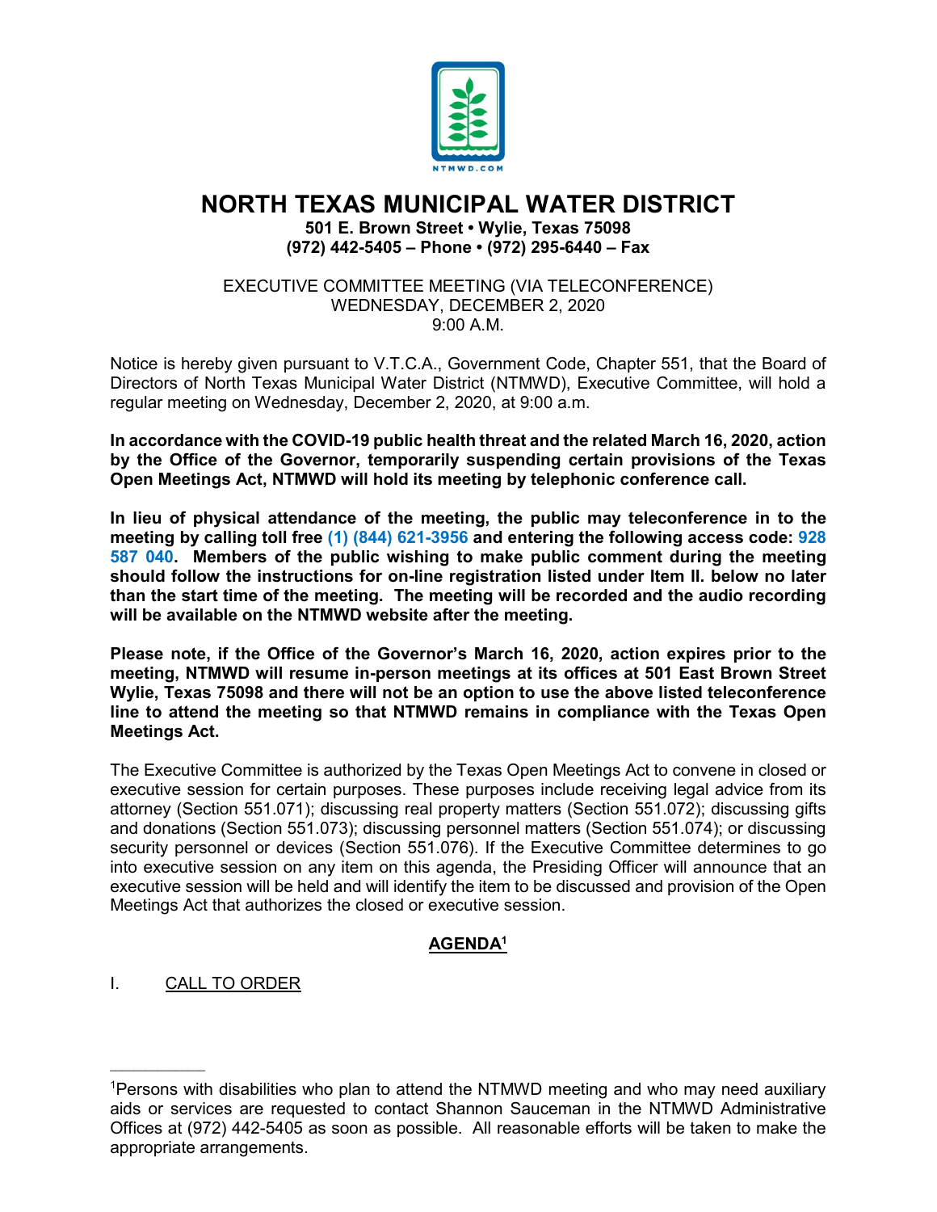# NORTH TEXAS MUNICIPAL WATER DISTRICT

**501 E. Brown Street • Wylie, Texas 75098**
**(972) 442-5405 – Phone • (972) 295-6440 – Fax**

EXECUTIVE COMMITTEE MEETING (VIA TELECONFERENCE)
WEDNESDAY, DECEMBER 2, 2020
9:00 A.M.

Notice is hereby given pursuant to V.T.C.A., Government Code, Chapter 551, that the Board of Directors of North Texas Municipal Water District (NTMWD), Executive Committee, will hold a regular meeting on Wednesday, December 2, 2020, at 9:00 a.m.

**In accordance with the COVID-19 public health threat and the related March 16, 2020, action by the Office of the Governor, temporarily suspending certain provisions of the Texas Open Meetings Act, NTMWD will hold its meeting by telephonic conference call.**

**In lieu of physical attendance of the meeting, the public may teleconference in to the meeting by calling toll free (1) (844) 621-3956 and entering the following access code: 928 587 040. Members of the public wishing to make public comment during the meeting should follow the instructions for on-line registration listed under Item II. below no later than the start time of the meeting. The meeting will be recorded and the audio recording will be available on the NTMWD website after the meeting.**

**Please note, if the Office of the Governor's March 16, 2020, action expires prior to the meeting, NTMWD will resume in-person meetings at its offices at 501 East Brown Street Wylie, Texas 75098 and there will not be an option to use the above listed teleconference line to attend the meeting so that NTMWD remains in compliance with the Texas Open Meetings Act.**

The Executive Committee is authorized by the Texas Open Meetings Act to convene in closed or executive session for certain purposes. These purposes include receiving legal advice from its attorney (Section 551.071); discussing real property matters (Section 551.072); discussing gifts and donations (Section 551.073); discussing personnel matters (Section 551.074); or discussing security personnel or devices (Section 551.076). If the Executive Committee determines to go into executive session on any item on this agenda, the Presiding Officer will announce that an executive session will be held and will identify the item to be discussed and provision of the Open Meetings Act that authorizes the closed or executive session.

## AGENDA[1]

I. CALL TO ORDER

---

[1]Persons with disabilities who plan to attend the NTMWD meeting and who may need auxiliary aids or services are requested to contact Shannon Sauceman in the NTMWD Administrative Offices at (972) 442-5405 as soon as possible. All reasonable efforts will be taken to make the appropriate arrangements.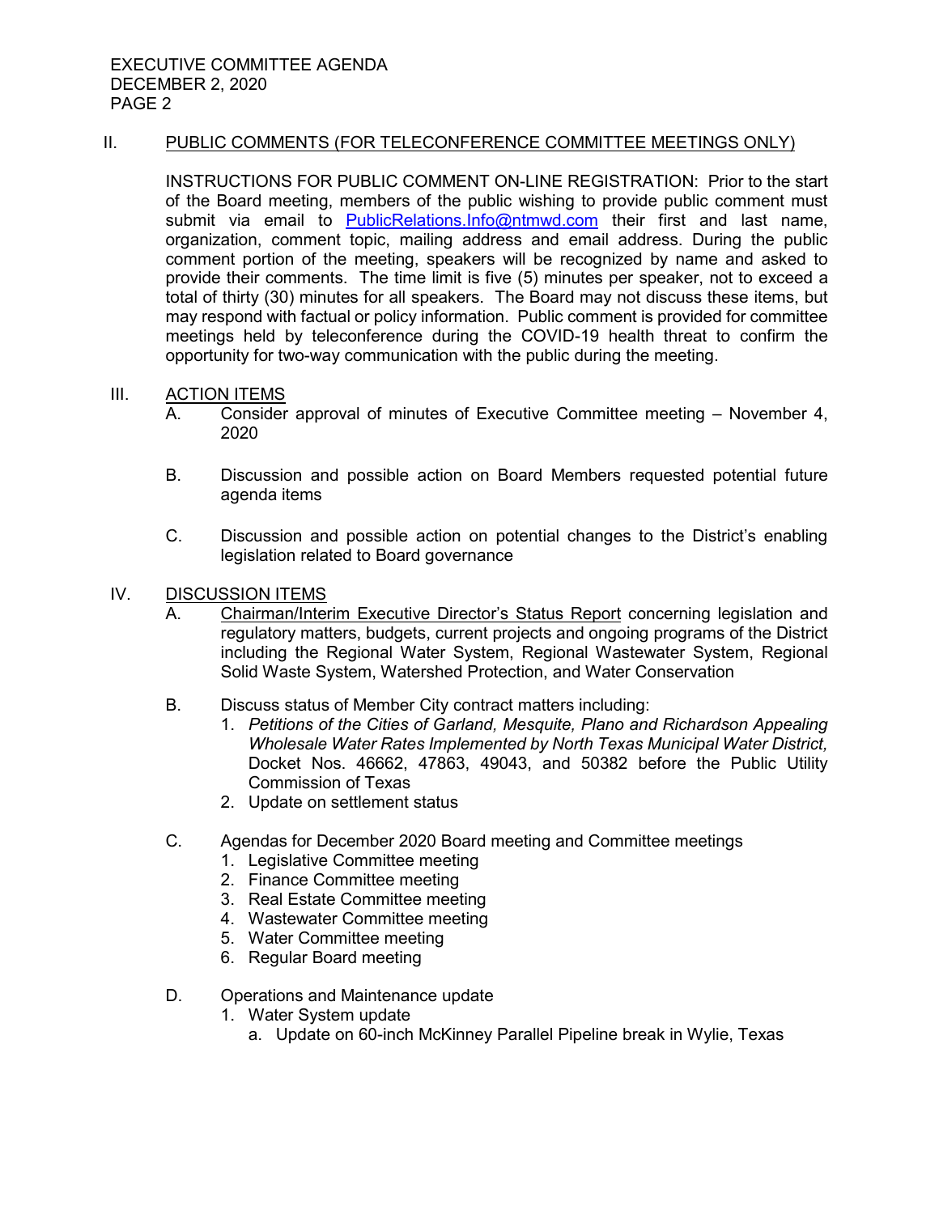## II. PUBLIC COMMENTS (FOR TELECONFERENCE COMMITTEE MEETINGS ONLY)

INSTRUCTIONS FOR PUBLIC COMMENT ON-LINE REGISTRATION: Prior to the start of the Board meeting, members of the public wishing to provide public comment must submit via email to PublicRelations.Info@ntmwd.com their first and last name, organization, comment topic, mailing address and email address. During the public comment portion of the meeting, speakers will be recognized by name and asked to provide their comments. The time limit is five (5) minutes per speaker, not to exceed a total of thirty (30) minutes for all speakers. The Board may not discuss these items, but may respond with factual or policy information. Public comment is provided for committee meetings held by teleconference during the COVID-19 health threat to confirm the opportunity for two-way communication with the public during the meeting.

## III. ACTION ITEMS

A. Consider approval of minutes of Executive Committee meeting – November 4, 2020

B. Discussion and possible action on Board Members requested potential future agenda items

C. Discussion and possible action on potential changes to the District's enabling legislation related to Board governance

## IV. DISCUSSION ITEMS

A. Chairman/Interim Executive Director's Status Report concerning legislation and regulatory matters, budgets, current projects and ongoing programs of the District including the Regional Water System, Regional Wastewater System, Regional Solid Waste System, Watershed Protection, and Water Conservation

B. Discuss status of Member City contract matters including:
   1. *Petitions of the Cities of Garland, Mesquite, Plano and Richardson Appealing Wholesale Water Rates Implemented by North Texas Municipal Water District,* Docket Nos. 46662, 47863, 49043, and 50382 before the Public Utility Commission of Texas
   2. Update on settlement status

C. Agendas for December 2020 Board meeting and Committee meetings
   1. Legislative Committee meeting
   2. Finance Committee meeting
   3. Real Estate Committee meeting
   4. Wastewater Committee meeting
   5. Water Committee meeting
   6. Regular Board meeting

D. Operations and Maintenance update
   1. Water System update
      a. Update on 60-inch McKinney Parallel Pipeline break in Wylie, Texas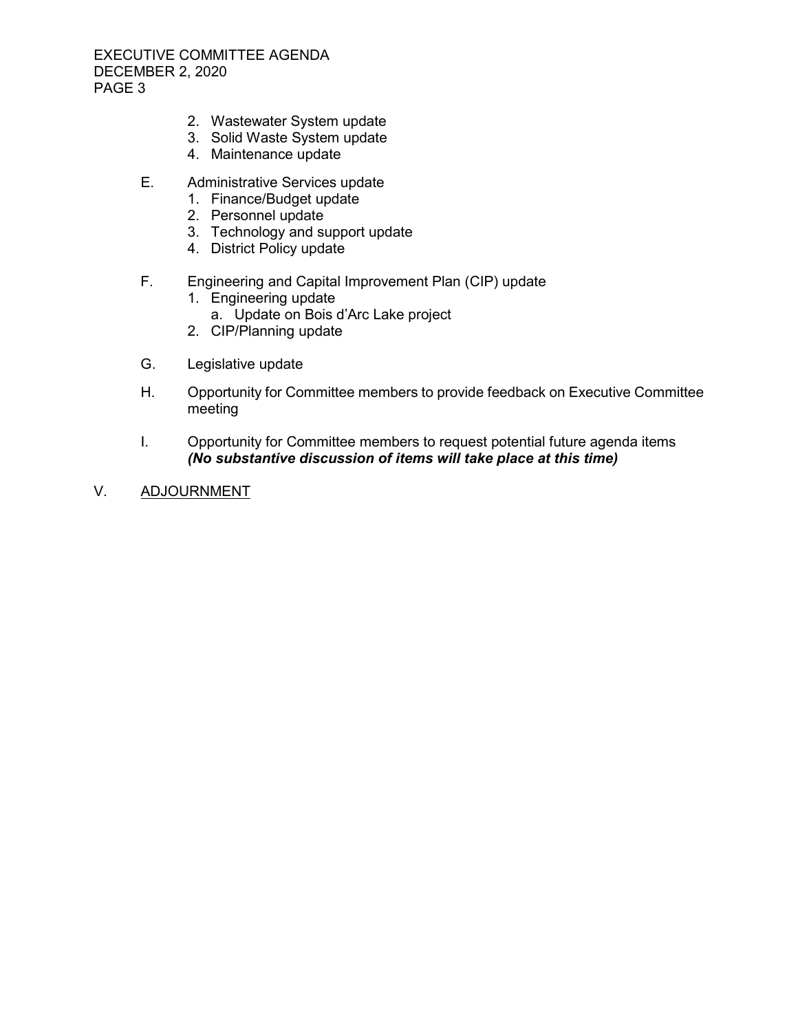2. Wastewater System update
3. Solid Waste System update
4. Maintenance update

E. Administrative Services update
   1. Finance/Budget update
   2. Personnel update
   3. Technology and support update
   4. District Policy update

F. Engineering and Capital Improvement Plan (CIP) update
   1. Engineering update
      a. Update on Bois d'Arc Lake project
   2. CIP/Planning update

G. Legislative update

H. Opportunity for Committee members to provide feedback on Executive Committee meeting

I. Opportunity for Committee members to request potential future agenda items
   ***(No substantive discussion of items will take place at this time)***

V. <u>ADJOURNMENT</u>